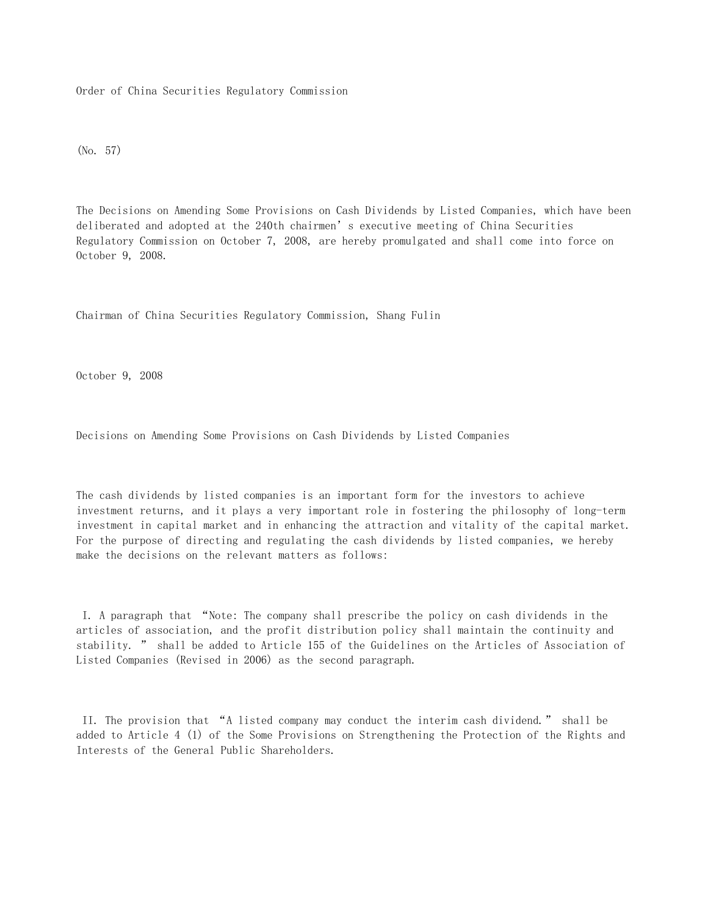Order of China Securities Regulatory Commission

(No. 57)

The Decisions on Amending Some Provisions on Cash Dividends by Listed Companies, which have been deliberated and adopted at the 240th chairmen's executive meeting of China Securities Regulatory Commission on October 7, 2008, are hereby promulgated and shall come into force on October 9, 2008.

Chairman of China Securities Regulatory Commission, Shang Fulin

October 9, 2008

Decisions on Amending Some Provisions on Cash Dividends by Listed Companies

The cash dividends by listed companies is an important form for the investors to achieve investment returns, and it plays a very important role in fostering the philosophy of long-term investment in capital market and in enhancing the attraction and vitality of the capital market. For the purpose of directing and regulating the cash dividends by listed companies, we hereby make the decisions on the relevant matters as follows:

I. A paragraph that "Note: The company shall prescribe the policy on cash dividends in the articles of association, and the profit distribution policy shall maintain the continuity and stability. " shall be added to Article 155 of the Guidelines on the Articles of Association of Listed Companies (Revised in 2006) as the second paragraph.

II. The provision that "A listed company may conduct the interim cash dividend." shall be added to Article 4 (1) of the Some Provisions on Strengthening the Protection of the Rights and Interests of the General Public Shareholders.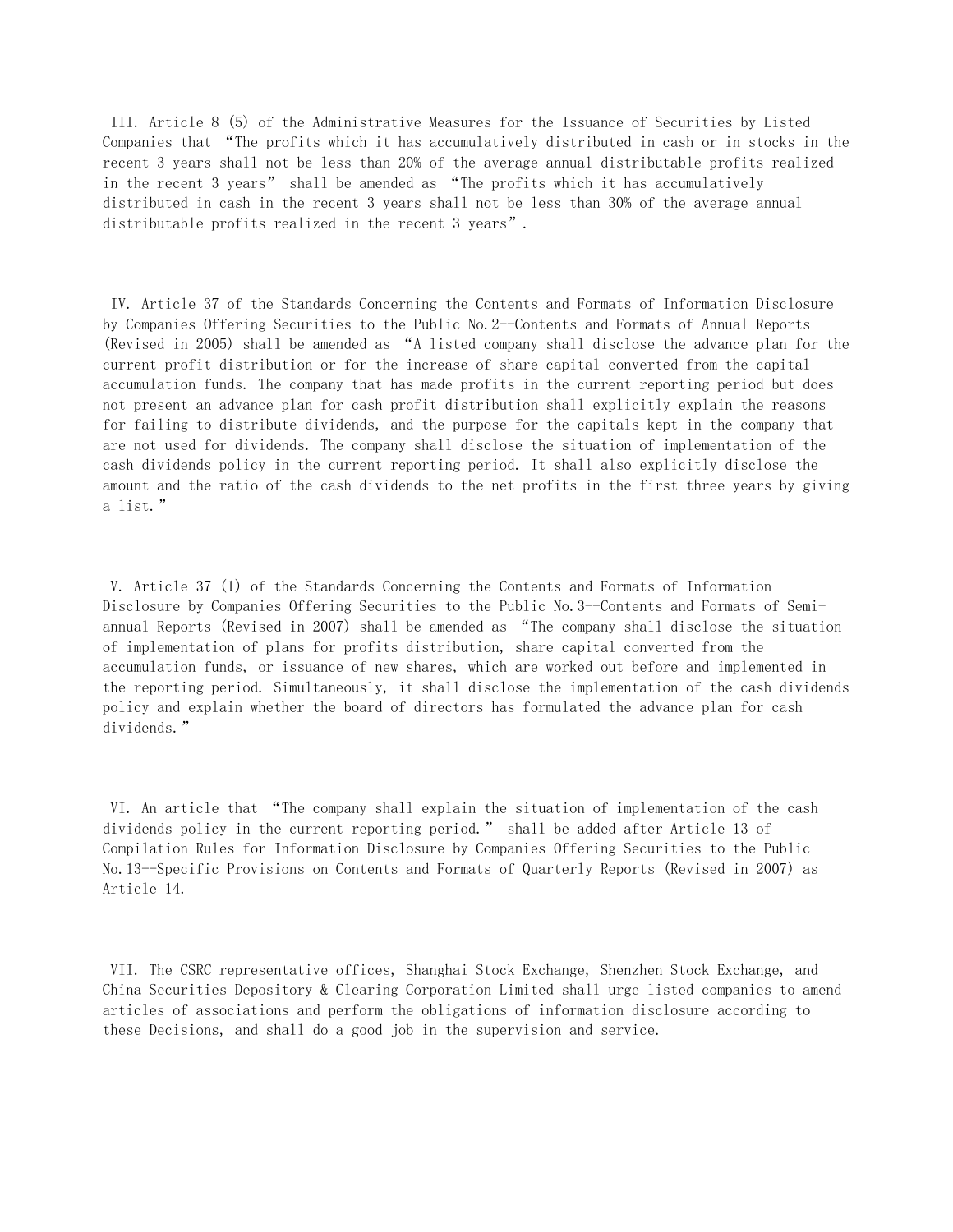III. Article 8 (5) of the Administrative Measures for the Issuance of Securities by Listed Companies that "The profits which it has accumulatively distributed in cash or in stocks in the recent 3 years shall not be less than 20% of the average annual distributable profits realized in the recent 3 years" shall be amended as "The profits which it has accumulatively distributed in cash in the recent 3 years shall not be less than 30% of the average annual distributable profits realized in the recent 3 years".

IV. Article 37 of the Standards Concerning the Contents and Formats of Information Disclosure by Companies Offering Securities to the Public No.2--Contents and Formats of Annual Reports (Revised in 2005) shall be amended as "A listed company shall disclose the advance plan for the current profit distribution or for the increase of share capital converted from the capital accumulation funds. The company that has made profits in the current reporting period but does not present an advance plan for cash profit distribution shall explicitly explain the reasons for failing to distribute dividends, and the purpose for the capitals kept in the company that are not used for dividends. The company shall disclose the situation of implementation of the cash dividends policy in the current reporting period. It shall also explicitly disclose the amount and the ratio of the cash dividends to the net profits in the first three years by giving a list."

V. Article 37 (1) of the Standards Concerning the Contents and Formats of Information Disclosure by Companies Offering Securities to the Public No.3--Contents and Formats of Semi-annual Reports (Revised in 2007) shall be amended as "The company shall disclose the situation of implementation of plans for profits distribution, share capital converted from the accumulation funds, or issuance of new shares, which are worked out before and implemented in the reporting period. Simultaneously, it shall disclose the implementation of the cash dividends policy and explain whether the board of directors has formulated the advance plan for cash dividends."

VI. An article that "The company shall explain the situation of implementation of the cash dividends policy in the current reporting period." shall be added after Article 13 of Compilation Rules for Information Disclosure by Companies Offering Securities to the Public No.13--Specific Provisions on Contents and Formats of Quarterly Reports (Revised in 2007) as Article 14.

VII. The CSRC representative offices, Shanghai Stock Exchange, Shenzhen Stock Exchange, and China Securities Depository & Clearing Corporation Limited shall urge listed companies to amend articles of associations and perform the obligations of information disclosure according to these Decisions, and shall do a good job in the supervision and service.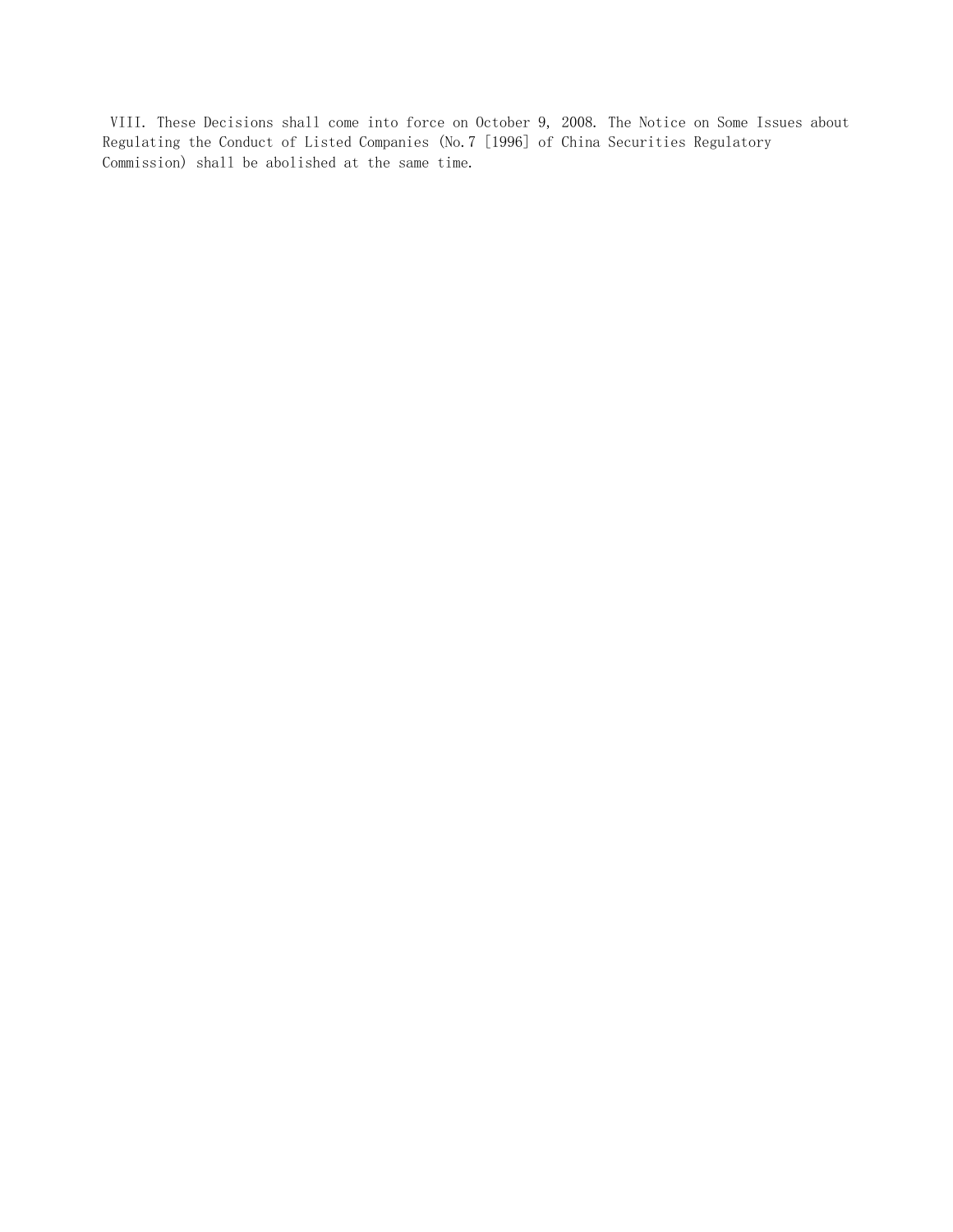VIII. These Decisions shall come into force on October 9, 2008. The Notice on Some Issues about Regulating the Conduct of Listed Companies (No.7 [1996] of China Securities Regulatory Commission) shall be abolished at the same time.